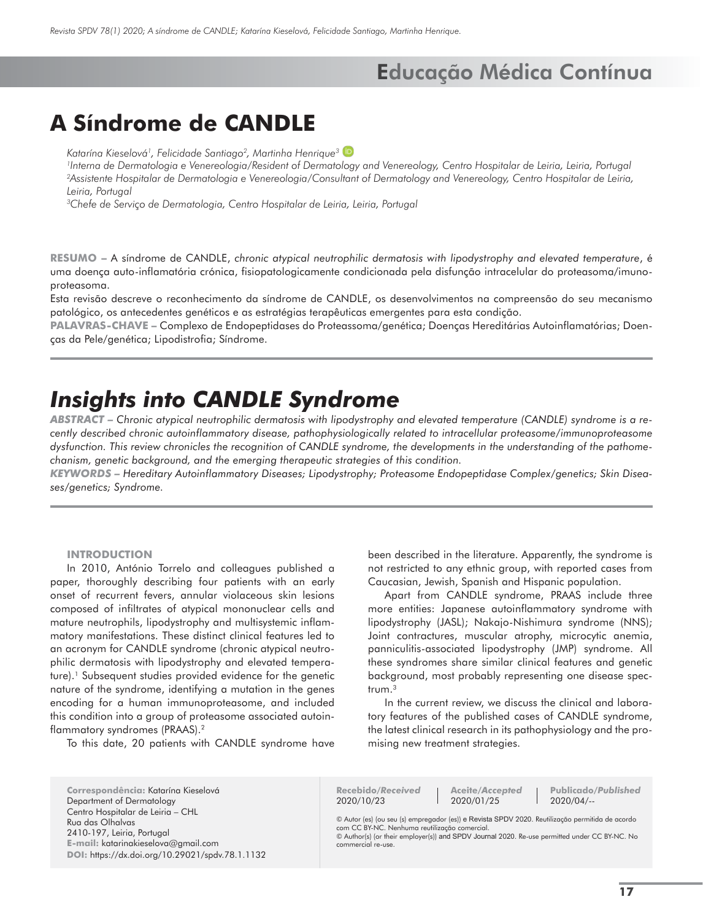Educação Médica Contínua

# A Síndrome de CANDLE

*Katarína Kieselová[1], Felicidade Santiago[2], Martinha Henrique[3]*

*[1]Interna de Dermatologia e Venereologia/Resident of Dermatology and Venereology, Centro Hospitalar de Leiria, Leiria, Portugal*
*[2]Assistente Hospitalar de Dermatologia e Venereologia/Consultant of Dermatology and Venereology, Centro Hospitalar de Leiria, Leiria, Portugal*
*[3]Chefe de Serviço de Dermatologia, Centro Hospitalar de Leiria, Leiria, Portugal*

**RESUMO –** A síndrome de CANDLE, *chronic atypical neutrophilic dermatosis with lipodystrophy and elevated temperature*, é uma doença auto-inflamatória crónica, fisiopatologicamente condicionada pela disfunção intracelular do proteasoma/imunoproteasoma.
Esta revisão descreve o reconhecimento da síndrome de CANDLE, os desenvolvimentos na compreensão do seu mecanismo patológico, os antecedentes genéticos e as estratégias terapêuticas emergentes para esta condição.
**PALAVRAS-CHAVE –** Complexo de Endopeptidases do Proteassoma/genética; Doenças Hereditárias Autoinflamatórias; Doenças da Pele/genética; Lipodistrofia; Síndrome.

# *Insights into CANDLE Syndrome*

***ABSTRACT*** *– Chronic atypical neutrophilic dermatosis with lipodystrophy and elevated temperature (CANDLE) syndrome is a recently described chronic autoinflammatory disease, pathophysiologically related to intracellular proteasome/immunoproteasome dysfunction. This review chronicles the recognition of CANDLE syndrome, the developments in the understanding of the pathomechanism, genetic background, and the emerging therapeutic strategies of this condition.*
***KEYWORDS*** *– Hereditary Autoinflammatory Diseases; Lipodystrophy; Proteasome Endopeptidase Complex/genetics; Skin Diseases/genetics; Syndrome.*

## INTRODUCTION

In 2010, António Torrelo and colleagues published a paper, thoroughly describing four patients with an early onset of recurrent fevers, annular violaceous skin lesions composed of infiltrates of atypical mononuclear cells and mature neutrophils, lipodystrophy and multisystemic inflammatory manifestations. These distinct clinical features led to an acronym for CANDLE syndrome (chronic atypical neutrophilic dermatosis with lipodystrophy and elevated temperature).[1] Subsequent studies provided evidence for the genetic nature of the syndrome, identifying a mutation in the genes encoding for a human immunoproteasome, and included this condition into a group of proteasome associated autoinflammatory syndromes (PRAAS).[2]

To this date, 20 patients with CANDLE syndrome have been described in the literature. Apparently, the syndrome is not restricted to any ethnic group, with reported cases from Caucasian, Jewish, Spanish and Hispanic population.

Apart from CANDLE syndrome, PRAAS include three more entities: Japanese autoinflammatory syndrome with lipodystrophy (JASL); Nakajo-Nishimura syndrome (NNS); Joint contractures, muscular atrophy, microcytic anemia, panniculitis-associated lipodystrophy (JMP) syndrome. All these syndromes share similar clinical features and genetic background, most probably representing one disease spectrum.[3]

In the current review, we discuss the clinical and laboratory features of the published cases of CANDLE syndrome, the latest clinical research in its pathophysiology and the promising new treatment strategies.

**Correspondência:** Katarína Kieselová
Department of Dermatology
Centro Hospitalar de Leiria – CHL
Rua das Olhalvas
2410-197, Leiria, Portugal
**E-mail:** katarinakieselova@gmail.com
**DOI:** https://dx.doi.org/10.29021/spdv.78.1.1132

**Recebido/*Received*** 2020/10/23 | **Aceite/*Accepted*** 2020/01/25 | **Publicado/*Published*** 2020/04/--

© Autor (es) (ou seu (s) empregador (es)) e Revista SPDV 2020. Reutilização permitida de acordo com CC BY-NC. Nenhuma reutilização comercial.
© Author(s) (or their employer(s)) and SPDV Journal 2020. Re-use permitted under CC BY-NC. No commercial re-use.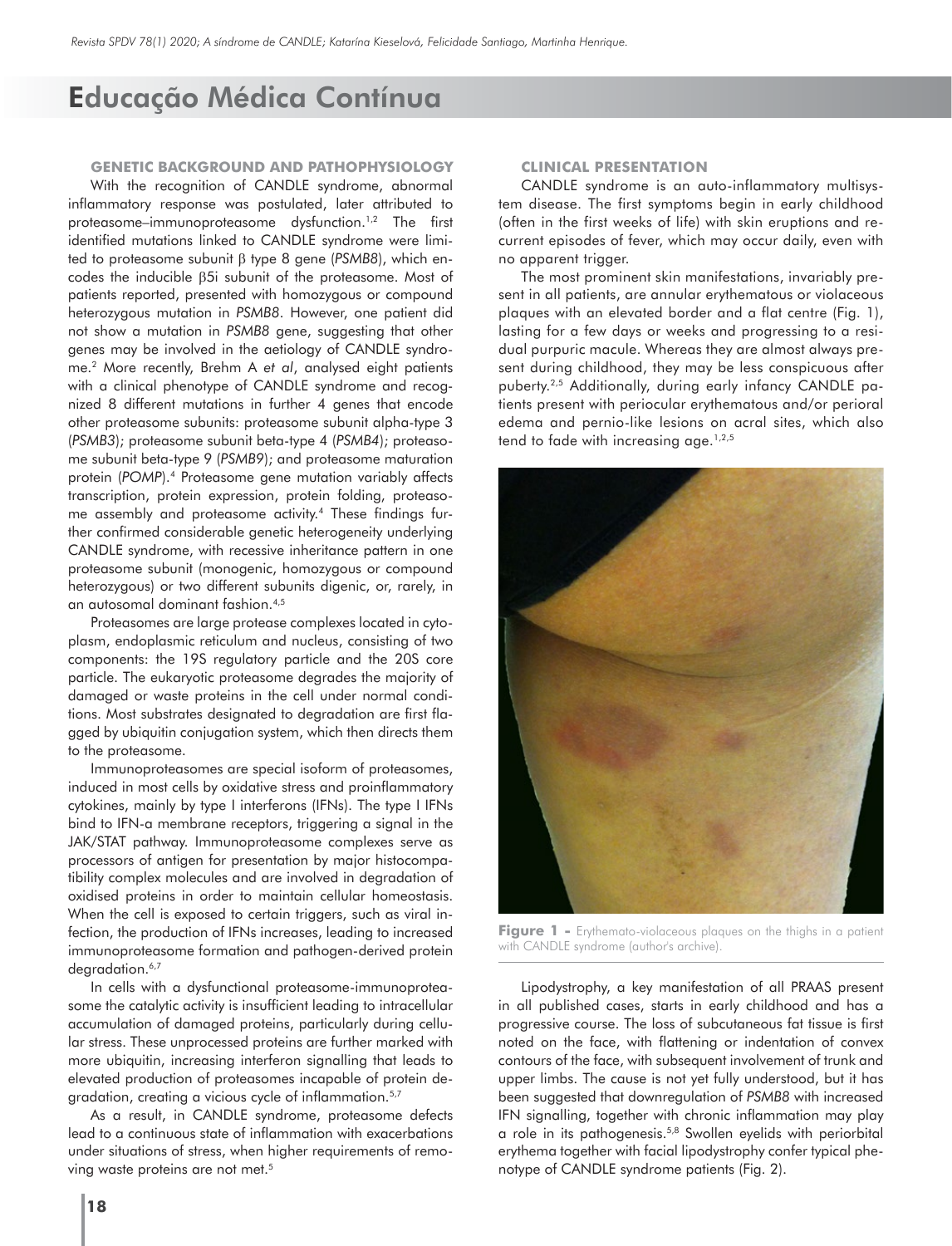## Educação Médica Contínua

### GENETIC BACKGROUND AND PATHOPHYSIOLOGY

With the recognition of CANDLE syndrome, abnormal inflammatory response was postulated, later attributed to proteasome–immunoproteasome dysfunction.[1,2] The first identified mutations linked to CANDLE syndrome were limited to proteasome subunit β type 8 gene (*PSMB8*), which encodes the inducible β5i subunit of the proteasome. Most of patients reported, presented with homozygous or compound heterozygous mutation in *PSMB8*. However, one patient did not show a mutation in *PSMB8* gene, suggesting that other genes may be involved in the aetiology of CANDLE syndrome.[2] More recently, Brehm A *et al*, analysed eight patients with a clinical phenotype of CANDLE syndrome and recognized 8 different mutations in further 4 genes that encode other proteasome subunits: proteasome subunit alpha-type 3 (*PSMB3*); proteasome subunit beta-type 4 (*PSMB4*); proteasome subunit beta-type 9 (*PSMB9*); and proteasome maturation protein (*POMP*).[4] Proteasome gene mutation variably affects transcription, protein expression, protein folding, proteasome assembly and proteasome activity.[4] These findings further confirmed considerable genetic heterogeneity underlying CANDLE syndrome, with recessive inheritance pattern in one proteasome subunit (monogenic, homozygous or compound heterozygous) or two different subunits digenic, or, rarely, in an autosomal dominant fashion.[4,5]

Proteasomes are large protease complexes located in cytoplasm, endoplasmic reticulum and nucleus, consisting of two components: the 19S regulatory particle and the 20S core particle. The eukaryotic proteasome degrades the majority of damaged or waste proteins in the cell under normal conditions. Most substrates designated to degradation are first flagged by ubiquitin conjugation system, which then directs them to the proteasome.

Immunoproteasomes are special isoform of proteasomes, induced in most cells by oxidative stress and proinflammatory cytokines, mainly by type I interferons (IFNs). The type I IFNs bind to IFN-a membrane receptors, triggering a signal in the JAK/STAT pathway. Immunoproteasome complexes serve as processors of antigen for presentation by major histocompatibility complex molecules and are involved in degradation of oxidised proteins in order to maintain cellular homeostasis. When the cell is exposed to certain triggers, such as viral infection, the production of IFNs increases, leading to increased immunoproteasome formation and pathogen-derived protein degradation.[6,7]

In cells with a dysfunctional proteasome-immunoproteasome the catalytic activity is insufficient leading to intracellular accumulation of damaged proteins, particularly during cellular stress. These unprocessed proteins are further marked with more ubiquitin, increasing interferon signalling that leads to elevated production of proteasomes incapable of protein degradation, creating a vicious cycle of inflammation.[5,7]

As a result, in CANDLE syndrome, proteasome defects lead to a continuous state of inflammation with exacerbations under situations of stress, when higher requirements of removing waste proteins are not met.[5]

### CLINICAL PRESENTATION

CANDLE syndrome is an auto-inflammatory multisystem disease. The first symptoms begin in early childhood (often in the first weeks of life) with skin eruptions and recurrent episodes of fever, which may occur daily, even with no apparent trigger.

The most prominent skin manifestations, invariably present in all patients, are annular erythematous or violaceous plaques with an elevated border and a flat centre (Fig. 1), lasting for a few days or weeks and progressing to a residual purpuric macule. Whereas they are almost always present during childhood, they may be less conspicuous after puberty.[2,5] Additionally, during early infancy CANDLE patients present with periocular erythematous and/or perioral edema and pernio-like lesions on acral sites, which also tend to fade with increasing age.[1,2,5]

**Figure 1 -** Erythemato-violaceous plaques on the thighs in a patient with CANDLE syndrome (author's archive).

Lipodystrophy, a key manifestation of all PRAAS present in all published cases, starts in early childhood and has a progressive course. The loss of subcutaneous fat tissue is first noted on the face, with flattening or indentation of convex contours of the face, with subsequent involvement of trunk and upper limbs. The cause is not yet fully understood, but it has been suggested that downregulation of *PSMB8* with increased IFN signalling, together with chronic inflammation may play a role in its pathogenesis.[5,8] Swollen eyelids with periorbital erythema together with facial lipodystrophy confer typical phenotype of CANDLE syndrome patients (Fig. 2).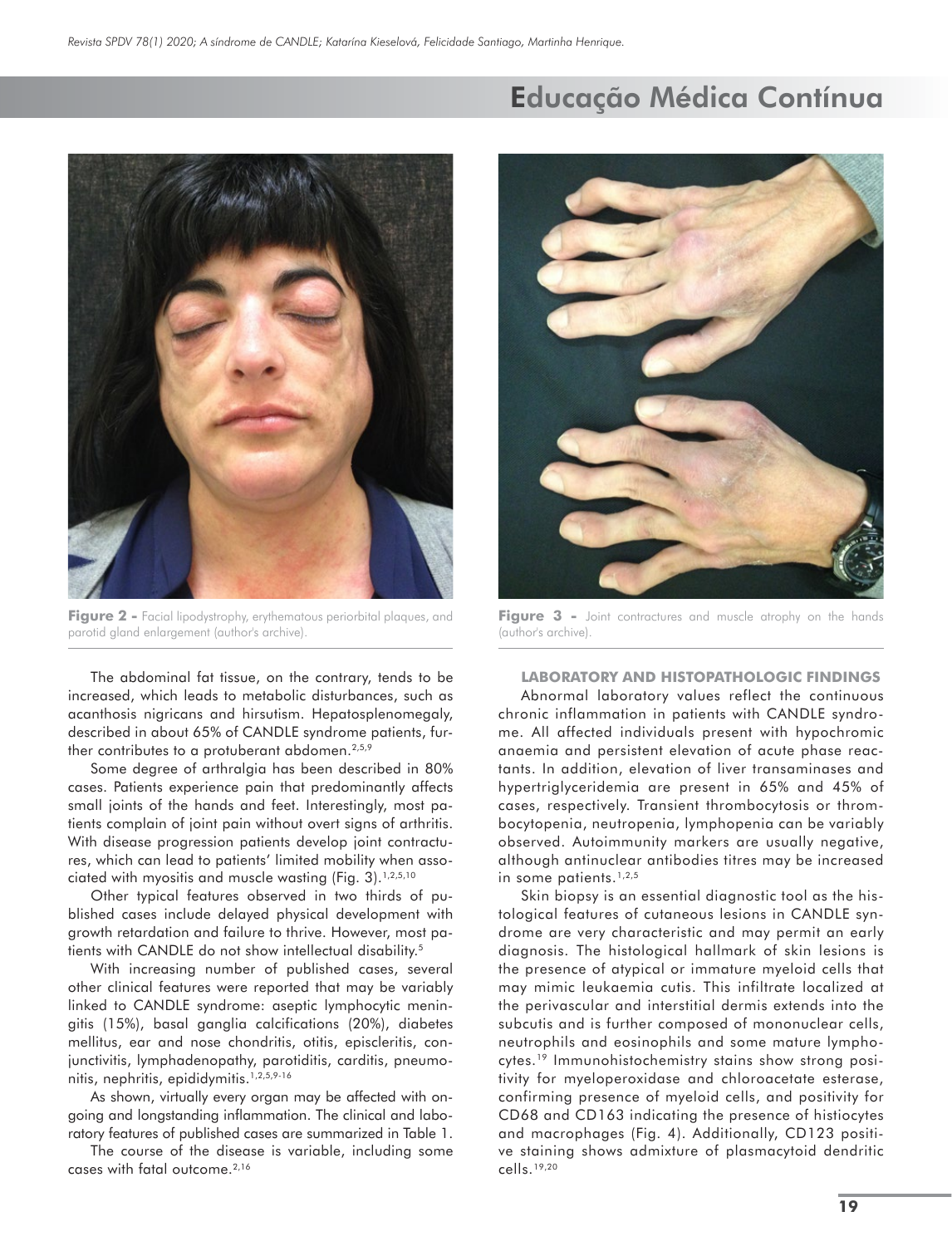Figure 2 - Facial lipodystrophy, erythematous periorbital plaques, and parotid gland enlargement (author's archive).

Figure 3 - Joint contractures and muscle atrophy on the hands (author's archive).

The abdominal fat tissue, on the contrary, tends to be increased, which leads to metabolic disturbances, such as acanthosis nigricans and hirsutism. Hepatosplenomegaly, described in about 65% of CANDLE syndrome patients, further contributes to a protuberant abdomen.[2,5,9]

Some degree of arthralgia has been described in 80% cases. Patients experience pain that predominantly affects small joints of the hands and feet. Interestingly, most patients complain of joint pain without overt signs of arthritis. With disease progression patients develop joint contractures, which can lead to patients' limited mobility when associated with myositis and muscle wasting (Fig. 3).[1,2,5,10]

Other typical features observed in two thirds of published cases include delayed physical development with growth retardation and failure to thrive. However, most patients with CANDLE do not show intellectual disability.[5]

With increasing number of published cases, several other clinical features were reported that may be variably linked to CANDLE syndrome: aseptic lymphocytic meningitis (15%), basal ganglia calcifications (20%), diabetes mellitus, ear and nose chondritis, otitis, episcleritis, conjunctivitis, lymphadenopathy, parotiditis, carditis, pneumonitis, nephritis, epididymitis.[1,2,5,9-16]

As shown, virtually every organ may be affected with ongoing and longstanding inflammation. The clinical and laboratory features of published cases are summarized in Table 1.

The course of the disease is variable, including some cases with fatal outcome.[2,16]

### LABORATORY AND HISTOPATHOLOGIC FINDINGS

Abnormal laboratory values reflect the continuous chronic inflammation in patients with CANDLE syndrome. All affected individuals present with hypochromic anaemia and persistent elevation of acute phase reactants. In addition, elevation of liver transaminases and hypertriglyceridemia are present in 65% and 45% of cases, respectively. Transient thrombocytosis or thrombocytopenia, neutropenia, lymphopenia can be variably observed. Autoimmunity markers are usually negative, although antinuclear antibodies titres may be increased in some patients.[1,2,5]

Skin biopsy is an essential diagnostic tool as the histological features of cutaneous lesions in CANDLE syndrome are very characteristic and may permit an early diagnosis. The histological hallmark of skin lesions is the presence of atypical or immature myeloid cells that may mimic leukaemia cutis. This infiltrate localized at the perivascular and interstitial dermis extends into the subcutis and is further composed of mononuclear cells, neutrophils and eosinophils and some mature lymphocytes.[19] Immunohistochemistry stains show strong positivity for myeloperoxidase and chloroacetate esterase, confirming presence of myeloid cells, and positivity for CD68 and CD163 indicating the presence of histiocytes and macrophages (Fig. 4). Additionally, CD123 positive staining shows admixture of plasmacytoid dendritic cells.[19,20]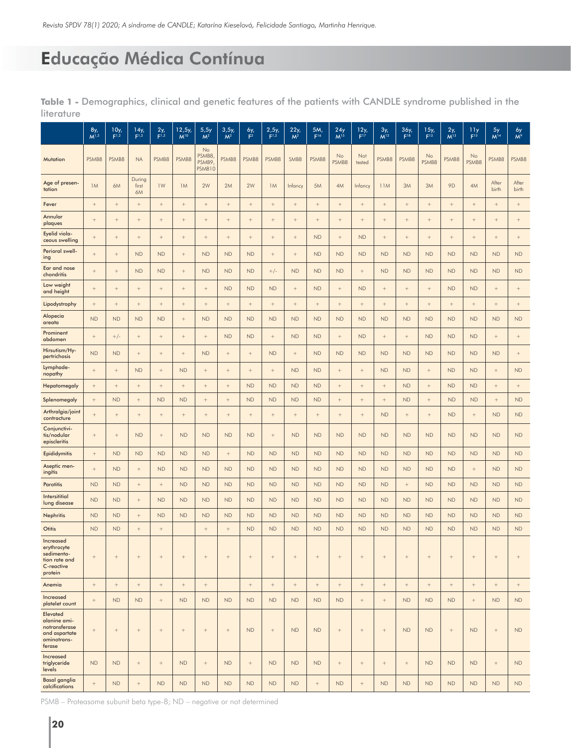**Table 1 -** Demographics, clinical and genetic features of the patients with CANDLE syndrome published in the literature

| | 8y, M[1,2] | 10y, F[1,2] | 14y, F[1,2] | 2y, F[1,2] | 12,5y, M[10] | 5,5y M[2] | 3,5y, M[2] | 6y, F[2] | 2,5y, F[1,2] | 22y, M[2] | 5M, F[16] | 24y M[15] | 12y, F[17] | 3y, M[12] | 36y, F[18] | 15y, F[13] | 2y, M[13] | 11y F[15] | 5y M[14] | 6y M[9] |
|---|---|---|---|---|---|---|---|---|---|---|---|---|---|---|---|---|---|---|---|---|
| Mutation | PSMB8 | PSMB8 | NA | PSMB8 | PSMB8 | No PSMB8, PSMB9, PSMB10 | PSMB8 | PSMB8 | PSMB8 | SMB8 | PSMB8 | No PSMB8 | Not tested | PSMB8 | PSMB8 | No PSMB8 | PSMB8 | No PSMB8 | PSMB8 | PSMB8 |
| Age of presentation | 1M | 6M | During first 6M | 1W | 1M | 2W | 2M | 2W | 1M | Infancy | 5M | 4M | Infancy | 11M | 3M | 3M | 9D | 4M | After birth | After birth |
| Fever | + | + | + | + | + | + | + | + | + | + | + | + | + | + | + | + | + | + | + | + |
| Annular plaques | + | + | + | + | + | + | + | + | + | + | + | + | + | + | + | + | + | + | + | + |
| Eyelid violaceous swelling | + | + | + | + | + | + | + | + | + | + | ND | + | ND | + | + | + | + | + | + | + |
| Perioral swelling | + | + | ND | ND | + | ND | ND | ND | + | + | ND | ND | ND | ND | ND | ND | ND | ND | ND | ND |
| Ear and nose chondritis | + | + | ND | ND | + | ND | ND | ND | +/- | ND | ND | ND | + | ND | ND | ND | ND | ND | ND | ND |
| Low weight and height | + | + | + | + | + | + | ND | ND | ND | + | ND | + | ND | + | + | + | ND | ND | + | + |
| Lipodystrophy | + | + | + | + | + | + | + | + | + | + | + | + | + | + | + | + | + | + | + | + |
| Alopecia areata | ND | ND | ND | ND | + | ND | ND | ND | ND | ND | ND | ND | ND | ND | ND | ND | ND | ND | ND | ND |
| Prominent abdomen | + | +/- | + | + | + | + | ND | ND | + | ND | ND | + | ND | + | + | ND | ND | ND | + | + |
| Hirsutism/Hypertrichosis | ND | ND | + | + | + | ND | + | + | ND | + | ND | ND | ND | ND | ND | ND | ND | ND | ND | + |
| Lymphadenopathy | + | + | ND | + | ND | + | + | + | + | ND | ND | + | + | ND | ND | + | ND | ND | + | ND |
| Hepatomegaly | + | + | + | + | + | + | + | ND | ND | ND | ND | + | + | + | ND | + | ND | ND | + | + |
| Splenomegaly | + | ND | + | ND | ND | + | + | ND | ND | ND | ND | + | + | + | ND | + | ND | ND | + | ND |
| Arthralgia/joint contracture | + | + | + | + | + | + | + | + | + | + | + | + | + | ND | + | + | ND | + | ND | ND |
| Conjunctivitis/nodular episcleritis | + | + | ND | + | ND | ND | ND | ND | + | ND | ND | ND | ND | ND | ND | ND | ND | ND | ND | ND |
| Epididymitis | + | ND | ND | ND | ND | ND | + | ND | ND | ND | ND | ND | ND | ND | ND | ND | ND | ND | ND | ND |
| Aseptic meningitis | + | ND | + | ND | ND | ND | ND | ND | ND | ND | ND | ND | ND | ND | ND | ND | ND | + | ND | ND |
| Parotitis | ND | ND | + | + | ND | ND | ND | ND | ND | ND | ND | ND | ND | ND | + | ND | ND | ND | ND | ND |
| Intersititial lung disease | ND | ND | + | ND | ND | ND | ND | ND | ND | ND | ND | ND | ND | ND | ND | ND | ND | ND | ND | ND |
| Nephritis | ND | ND | + | ND | ND | ND | ND | ND | ND | ND | ND | ND | ND | ND | ND | ND | ND | ND | ND | ND |
| Otitis | ND | ND | + | + | | + | + | ND | ND | ND | ND | ND | ND | ND | ND | ND | ND | ND | ND | ND |
| Increased erythrocyte sedimentation rate and C-reactive protein | + | + | + | + | + | + | + | + | + | + | + | + | + | + | + | + | + | + | + | + |
| Anemia | + | + | + | + | + | + | | + | + | + | + | + | + | + | + | + | + | + | + | + |
| Increased platelet count | + | ND | ND | + | ND | ND | ND | ND | ND | ND | ND | ND | + | + | ND | ND | ND | + | ND | ND |
| Elevated alanine aminotransferase and aspartate aminotransferase | + | + | + | + | + | + | + | ND | + | ND | ND | + | + | + | ND | ND | + | ND | + | ND |
| Increased triglyceride levels | ND | ND | + | + | ND | + | ND | + | ND | ND | ND | + | + | + | + | ND | ND | ND | + | ND |
| Basal ganglia calcifications | + | ND | + | ND | ND | ND | ND | ND | ND | ND | + | ND | + | ND | ND | ND | ND | ND | ND | ND |

PSMB – Proteasome subunit beta type-8; ND – negative or not determined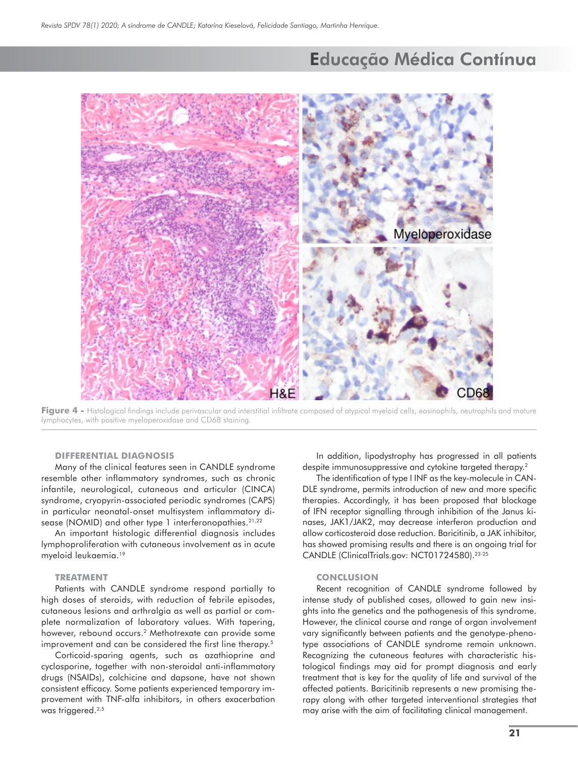Figure 4 - Histological findings include perivascular and interstitial infiltrate composed of atypical myeloid cells, eosinophils, neutrophils and mature lymphocytes, with positive myeloperoxidase and CD68 staining.

### DIFFERENTIAL DIAGNOSIS

Many of the clinical features seen in CANDLE syndrome resemble other inflammatory syndromes, such as chronic infantile, neurological, cutaneous and articular (CINCA) syndrome, cryopyrin-associated periodic syndromes (CAPS) in particular neonatal-onset multisystem inflammatory disease (NOMID) and other type 1 interferonopathies.[21,22]

An important histologic differential diagnosis includes lymphoproliferation with cutaneous involvement as in acute myeloid leukaemia.[19]

### TREATMENT

Patients with CANDLE syndrome respond partially to high doses of steroids, with reduction of febrile episodes, cutaneous lesions and arthralgia as well as partial or complete normalization of laboratory values. With tapering, however, rebound occurs.[2] Methotrexate can provide some improvement and can be considered the first line therapy.[5]

Corticoid-sparing agents, such as azathioprine and cyclosporine, together with non-steroidal anti-inflammatory drugs (NSAIDs), colchicine and dapsone, have not shown consistent efficacy. Some patients experienced temporary improvement with TNF-alfa inhibitors, in others exacerbation was triggered.[2,5]

In addition, lipodystrophy has progressed in all patients despite immunosuppressive and cytokine targeted therapy.[2]

The identification of type I INF as the key-molecule in CANDLE syndrome, permits introduction of new and more specific therapies. Accordingly, it has been proposed that blockage of IFN receptor signalling through inhibition of the Janus kinases, JAK1/JAK2, may decrease interferon production and allow corticosteroid dose reduction. Baricitinib, a JAK inhibitor, has showed promising results and there is an ongoing trial for CANDLE (ClinicalTrials.gov: NCT01724580).[23-25]

### CONCLUSION

Recent recognition of CANDLE syndrome followed by intense study of published cases, allowed to gain new insights into the genetics and the pathogenesis of this syndrome. However, the clinical course and range of organ involvement vary significantly between patients and the genotype-phenotype associations of CANDLE syndrome remain unknown. Recognizing the cutaneous features with characteristic histological findings may aid for prompt diagnosis and early treatment that is key for the quality of life and survival of the affected patients. Baricitinib represents a new promising therapy along with other targeted interventional strategies that may arise with the aim of facilitating clinical management.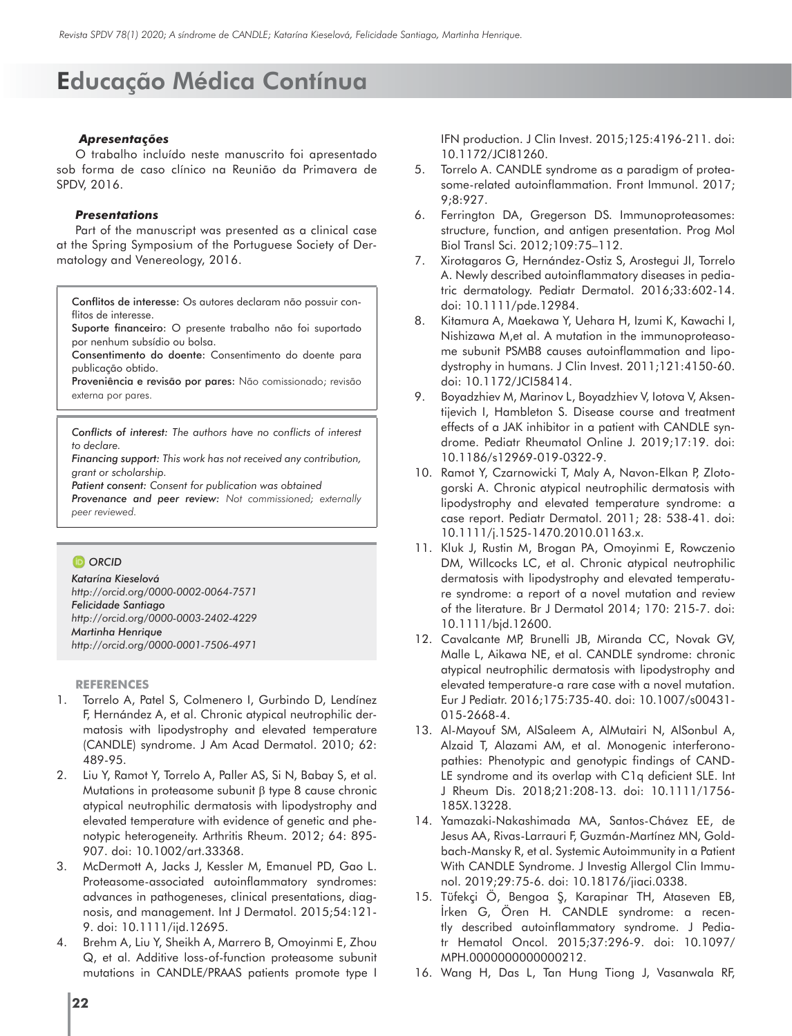# Educação Médica Contínua

***Apresentações***

O trabalho incluído neste manuscrito foi apresentado sob forma de caso clínico na Reunião da Primavera de SPDV, 2016.

***Presentations***

Part of the manuscript was presented as a clinical case at the Spring Symposium of the Portuguese Society of Dermatology and Venereology, 2016.

**Conflitos de interesse:** Os autores declaram não possuir conflitos de interesse.
**Suporte financeiro:** O presente trabalho não foi suportado por nenhum subsídio ou bolsa.
**Consentimento do doente:** Consentimento do doente para publicação obtido.
**Proveniência e revisão por pares:** Não comissionado; revisão externa por pares.

***Conflicts of interest:*** *The authors have no conflicts of interest to declare.*
***Financing support:*** *This work has not received any contribution, grant or scholarship.*
***Patient consent:*** *Consent for publication was obtained*
***Provenance and peer review:*** *Not commissioned; externally peer reviewed.*

*ORCID*
***Katarína Kieselová***
*http://orcid.org/0000-0002-0064-7571*
***Felicidade Santiago***
*http://orcid.org/0000-0003-2402-4229*
***Martinha Henrique***
*http://orcid.org/0000-0001-7506-4971*

**REFERENCES**

1. Torrelo A, Patel S, Colmenero I, Gurbindo D, Lendínez F, Hernández A, et al. Chronic atypical neutrophilic dermatosis with lipodystrophy and elevated temperature (CANDLE) syndrome. J Am Acad Dermatol. 2010; 62: 489-95.
2. Liu Y, Ramot Y, Torrelo A, Paller AS, Si N, Babay S, et al. Mutations in proteasome subunit β type 8 cause chronic atypical neutrophilic dermatosis with lipodystrophy and elevated temperature with evidence of genetic and phenotypic heterogeneity. Arthritis Rheum. 2012; 64: 895-907. doi: 10.1002/art.33368.
3. McDermott A, Jacks J, Kessler M, Emanuel PD, Gao L. Proteasome-associated autoinflammatory syndromes: advances in pathogeneses, clinical presentations, diagnosis, and management. Int J Dermatol. 2015;54:121-9. doi: 10.1111/ijd.12695.
4. Brehm A, Liu Y, Sheikh A, Marrero B, Omoyinmi E, Zhou Q, et al. Additive loss-of-function proteasome subunit mutations in CANDLE/PRAAS patients promote type I IFN production. J Clin Invest. 2015;125:4196-211. doi: 10.1172/JCI81260.
5. Torrelo A. CANDLE syndrome as a paradigm of proteasome-related autoinflammation. Front Immunol. 2017; 9;8:927.
6. Ferrington DA, Gregerson DS. Immunoproteasomes: structure, function, and antigen presentation. Prog Mol Biol Transl Sci. 2012;109:75–112.
7. Xirotagaros G, Hernández-Ostiz S, Arostegui JI, Torrelo A. Newly described autoinflammatory diseases in pediatric dermatology. Pediatr Dermatol. 2016;33:602-14. doi: 10.1111/pde.12984.
8. Kitamura A, Maekawa Y, Uehara H, Izumi K, Kawachi I, Nishizawa M,et al. A mutation in the immunoproteasome subunit PSMB8 causes autoinflammation and lipodystrophy in humans. J Clin Invest. 2011;121:4150-60. doi: 10.1172/JCI58414.
9. Boyadzhiev M, Marinov L, Boyadzhiev V, Iotova V, Aksentijevich I, Hambleton S. Disease course and treatment effects of a JAK inhibitor in a patient with CANDLE syndrome. Pediatr Rheumatol Online J. 2019;17:19. doi: 10.1186/s12969-019-0322-9.
10. Ramot Y, Czarnowicki T, Maly A, Navon-Elkan P, Zlotogorski A. Chronic atypical neutrophilic dermatosis with lipodystrophy and elevated temperature syndrome: a case report. Pediatr Dermatol. 2011; 28: 538-41. doi: 10.1111/j.1525-1470.2010.01163.x.
11. Kluk J, Rustin M, Brogan PA, Omoyinmi E, Rowczenio DM, Willcocks LC, et al. Chronic atypical neutrophilic dermatosis with lipodystrophy and elevated temperature syndrome: a report of a novel mutation and review of the literature. Br J Dermatol 2014; 170: 215-7. doi: 10.1111/bjd.12600.
12. Cavalcante MP, Brunelli JB, Miranda CC, Novak GV, Malle L, Aikawa NE, et al. CANDLE syndrome: chronic atypical neutrophilic dermatosis with lipodystrophy and elevated temperature-a rare case with a novel mutation. Eur J Pediatr. 2016;175:735-40. doi: 10.1007/s00431-015-2668-4.
13. Al-Mayouf SM, AlSaleem A, AlMutairi N, AlSonbul A, Alzaid T, Alazami AM, et al. Monogenic interferonopathies: Phenotypic and genotypic findings of CANDLE syndrome and its overlap with C1q deficient SLE. Int J Rheum Dis. 2018;21:208-13. doi: 10.1111/1756-185X.13228.
14. Yamazaki-Nakashimada MA, Santos-Chávez EE, de Jesus AA, Rivas-Larrauri F, Guzmán-Martínez MN, Goldbach-Mansky R, et al. Systemic Autoimmunity in a Patient With CANDLE Syndrome. J Investig Allergol Clin Immunol. 2019;29:75-6. doi: 10.18176/jiaci.0338.
15. Tüfekçi Ö, Bengoa Ş, Karapinar TH, Ataseven EB, İrken G, Ören H. CANDLE syndrome: a recently described autoinflammatory syndrome. J Pediatr Hematol Oncol. 2015;37:296-9. doi: 10.1097/MPH.0000000000000212.
16. Wang H, Das L, Tan Hung Tiong J, Vasanwala RF,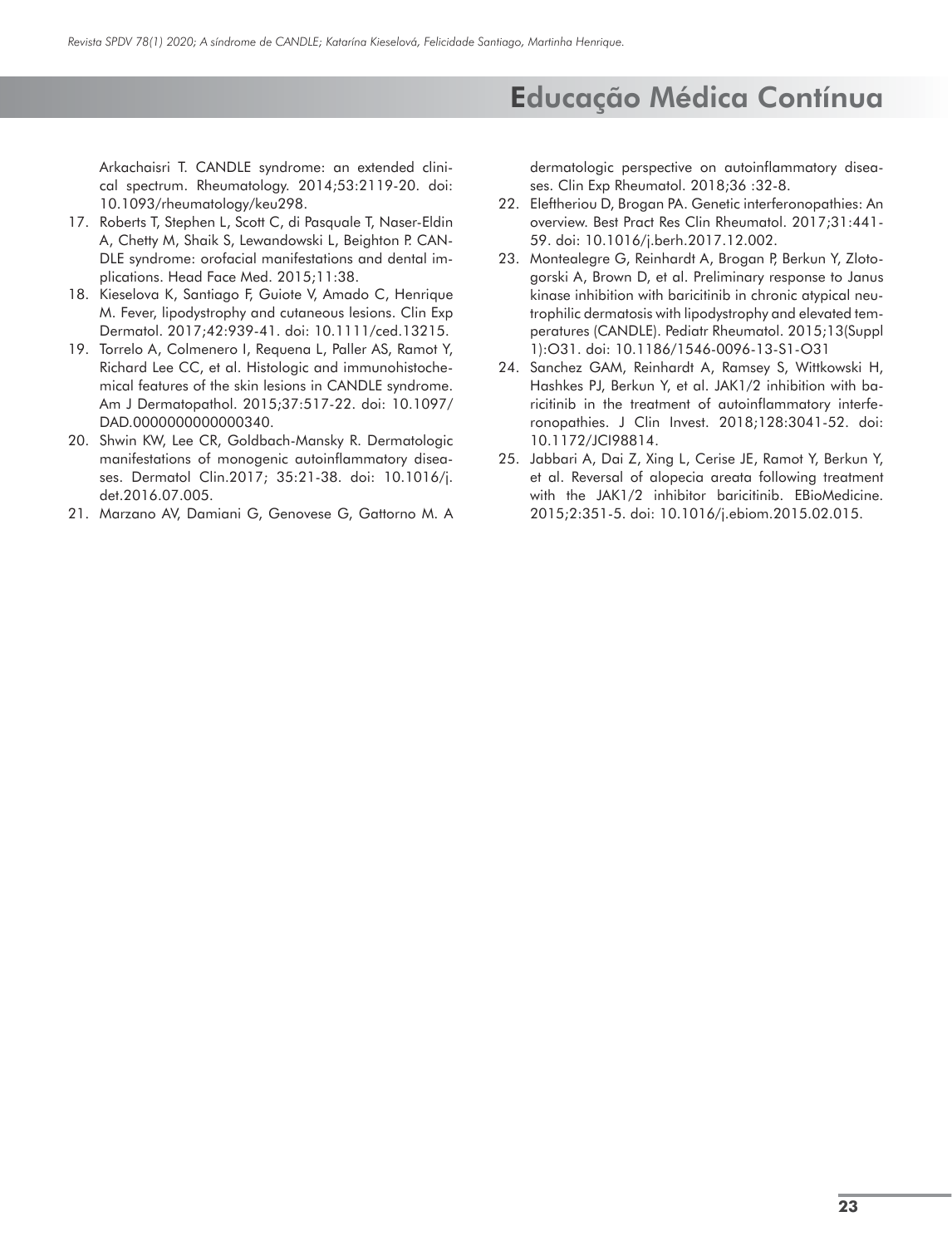Arkachaisri T. CANDLE syndrome: an extended clinical spectrum. Rheumatology. 2014;53:2119-20. doi: 10.1093/rheumatology/keu298.

17. Roberts T, Stephen L, Scott C, di Pasquale T, Naser-Eldin A, Chetty M, Shaik S, Lewandowski L, Beighton P. CANDLE syndrome: orofacial manifestations and dental implications. Head Face Med. 2015;11:38.
18. Kieselova K, Santiago F, Guiote V, Amado C, Henrique M. Fever, lipodystrophy and cutaneous lesions. Clin Exp Dermatol. 2017;42:939-41. doi: 10.1111/ced.13215.
19. Torrelo A, Colmenero I, Requena L, Paller AS, Ramot Y, Richard Lee CC, et al. Histologic and immunohistochemical features of the skin lesions in CANDLE syndrome. Am J Dermatopathol. 2015;37:517-22. doi: 10.1097/DAD.0000000000000340.
20. Shwin KW, Lee CR, Goldbach-Mansky R. Dermatologic manifestations of monogenic autoinflammatory diseases. Dermatol Clin.2017; 35:21-38. doi: 10.1016/j.det.2016.07.005.
21. Marzano AV, Damiani G, Genovese G, Gattorno M. A dermatologic perspective on autoinflammatory diseases. Clin Exp Rheumatol. 2018;36 :32-8.
22. Eleftheriou D, Brogan PA. Genetic interferonopathies: An overview. Best Pract Res Clin Rheumatol. 2017;31:441-59. doi: 10.1016/j.berh.2017.12.002.
23. Montealegre G, Reinhardt A, Brogan P, Berkun Y, Zlotogorski A, Brown D, et al. Preliminary response to Janus kinase inhibition with baricitinib in chronic atypical neutrophilic dermatosis with lipodystrophy and elevated temperatures (CANDLE). Pediatr Rheumatol. 2015;13(Suppl 1):O31. doi: 10.1186/1546-0096-13-S1-O31
24. Sanchez GAM, Reinhardt A, Ramsey S, Wittkowski H, Hashkes PJ, Berkun Y, et al. JAK1/2 inhibition with baricitinib in the treatment of autoinflammatory interferonopathies. J Clin Invest. 2018;128:3041-52. doi: 10.1172/JCI98814.
25. Jabbari A, Dai Z, Xing L, Cerise JE, Ramot Y, Berkun Y, et al. Reversal of alopecia areata following treatment with the JAK1/2 inhibitor baricitinib. EBioMedicine. 2015;2:351-5. doi: 10.1016/j.ebiom.2015.02.015.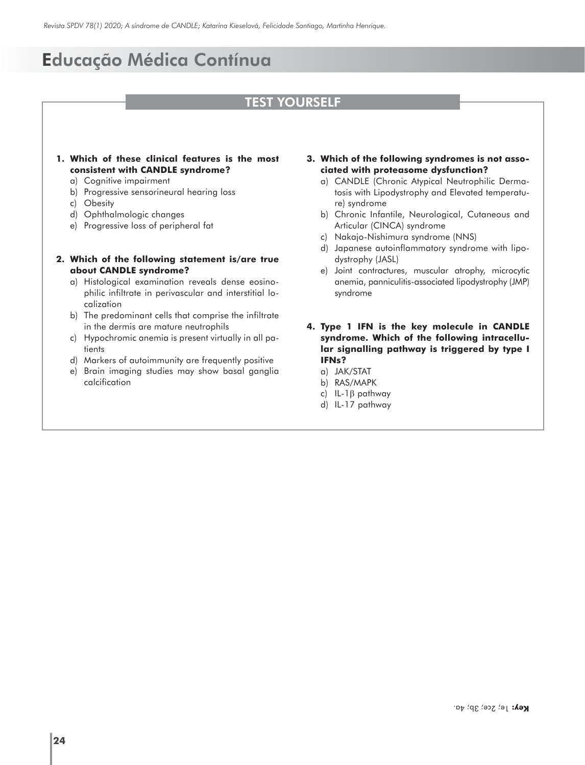# Educação Médica Contínua

## TEST YOURSELF

**1. Which of these clinical features is the most consistent with CANDLE syndrome?**

a) Cognitive impairment
b) Progressive sensorineural hearing loss
c) Obesity
d) Ophthalmologic changes
e) Progressive loss of peripheral fat

**2. Which of the following statement is/are true about CANDLE syndrome?**

a) Histological examination reveals dense eosinophilic infiltrate in perivascular and interstitial localization
b) The predominant cells that comprise the infiltrate in the dermis are mature neutrophils
c) Hypochromic anemia is present virtually in all patients
d) Markers of autoimmunity are frequently positive
e) Brain imaging studies may show basal ganglia calcification

**3. Which of the following syndromes is not associated with proteasome dysfunction?**

a) CANDLE (Chronic Atypical Neutrophilic Dermatosis with Lipodystrophy and Elevated temperature) syndrome
b) Chronic Infantile, Neurological, Cutaneous and Articular (CINCA) syndrome
c) Nakajo-Nishimura syndrome (NNS)
d) Japanese autoinflammatory syndrome with lipodystrophy (JASL)
e) Joint contractures, muscular atrophy, microcytic anemia, panniculitis-associated lipodystrophy (JMP) syndrome

**4. Type 1 IFN is the key molecule in CANDLE syndrome. Which of the following intracellular signalling pathway is triggered by type I IFNs?**

a) JAK/STAT
b) RAS/MAPK
c) IL-1β pathway
d) IL-17 pathway

**Key:** 1e; 2ce; 3b; 4a.